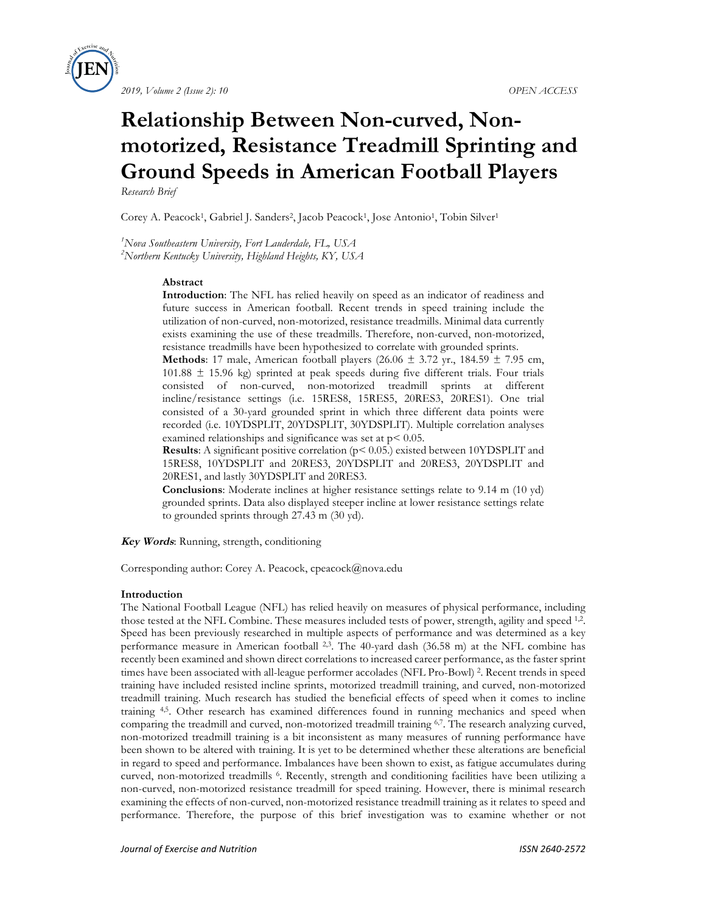# Relationship Between Non-curved, Non-motorized, Resistance Treadmill Sprinting and Ground Speeds in American Football Players

*Research Brief*

Corey A. Peacock[1], Gabriel J. Sanders[2], Jacob Peacock[1], Jose Antonio[1], Tobin Silver[1]

[1]*Nova Southeastern University, Fort Lauderdale, FL, USA*
[2]*Northern Kentucky University, Highland Heights, KY, USA*

### Abstract

**Introduction**: The NFL has relied heavily on speed as an indicator of readiness and future success in American football. Recent trends in speed training include the utilization of non-curved, non-motorized, resistance treadmills. Minimal data currently exists examining the use of these treadmills. Therefore, non-curved, non-motorized, resistance treadmills have been hypothesized to correlate with grounded sprints.

**Methods**: 17 male, American football players (26.06 ± 3.72 yr., 184.59 ± 7.95 cm, 101.88 ± 15.96 kg) sprinted at peak speeds during five different trials. Four trials consisted of non-curved, non-motorized treadmill sprints at different incline/resistance settings (i.e. 15RES8, 15RES5, 20RES3, 20RES1). One trial consisted of a 30-yard grounded sprint in which three different data points were recorded (i.e. 10YDSPLIT, 20YDSPLIT, 30YDSPLIT). Multiple correlation analyses examined relationships and significance was set at $p < 0.05$.

**Results**: A significant positive correlation ($p < 0.05$.) existed between 10YDSPLIT and 15RES8, 10YDSPLIT and 20RES3, 20YDSPLIT and 20RES3, 20YDSPLIT and 20RES1, and lastly 30YDSPLIT and 20RES3.

**Conclusions**: Moderate inclines at higher resistance settings relate to 9.14 m (10 yd) grounded sprints. Data also displayed steeper incline at lower resistance settings relate to grounded sprints through 27.43 m (30 yd).

***Key Words***: Running, strength, conditioning

Corresponding author: Corey A. Peacock, cpeacock@nova.edu

### Introduction

The National Football League (NFL) has relied heavily on measures of physical performance, including those tested at the NFL Combine. These measures included tests of power, strength, agility and speed [1,2]. Speed has been previously researched in multiple aspects of performance and was determined as a key performance measure in American football [2,3]. The 40-yard dash (36.58 m) at the NFL combine has recently been examined and shown direct correlations to increased career performance, as the faster sprint times have been associated with all-league performer accolades (NFL Pro-Bowl) [2]. Recent trends in speed training have included resisted incline sprints, motorized treadmill training, and curved, non-motorized treadmill training. Much research has studied the beneficial effects of speed when it comes to incline training [4,5]. Other research has examined differences found in running mechanics and speed when comparing the treadmill and curved, non-motorized treadmill training [6,7]. The research analyzing curved, non-motorized treadmill training is a bit inconsistent as many measures of running performance have been shown to be altered with training. It is yet to be determined whether these alterations are beneficial in regard to speed and performance. Imbalances have been shown to exist, as fatigue accumulates during curved, non-motorized treadmills [6]. Recently, strength and conditioning facilities have been utilizing a non-curved, non-motorized resistance treadmill for speed training. However, there is minimal research examining the effects of non-curved, non-motorized resistance treadmill training as it relates to speed and performance. Therefore, the purpose of this brief investigation was to examine whether or not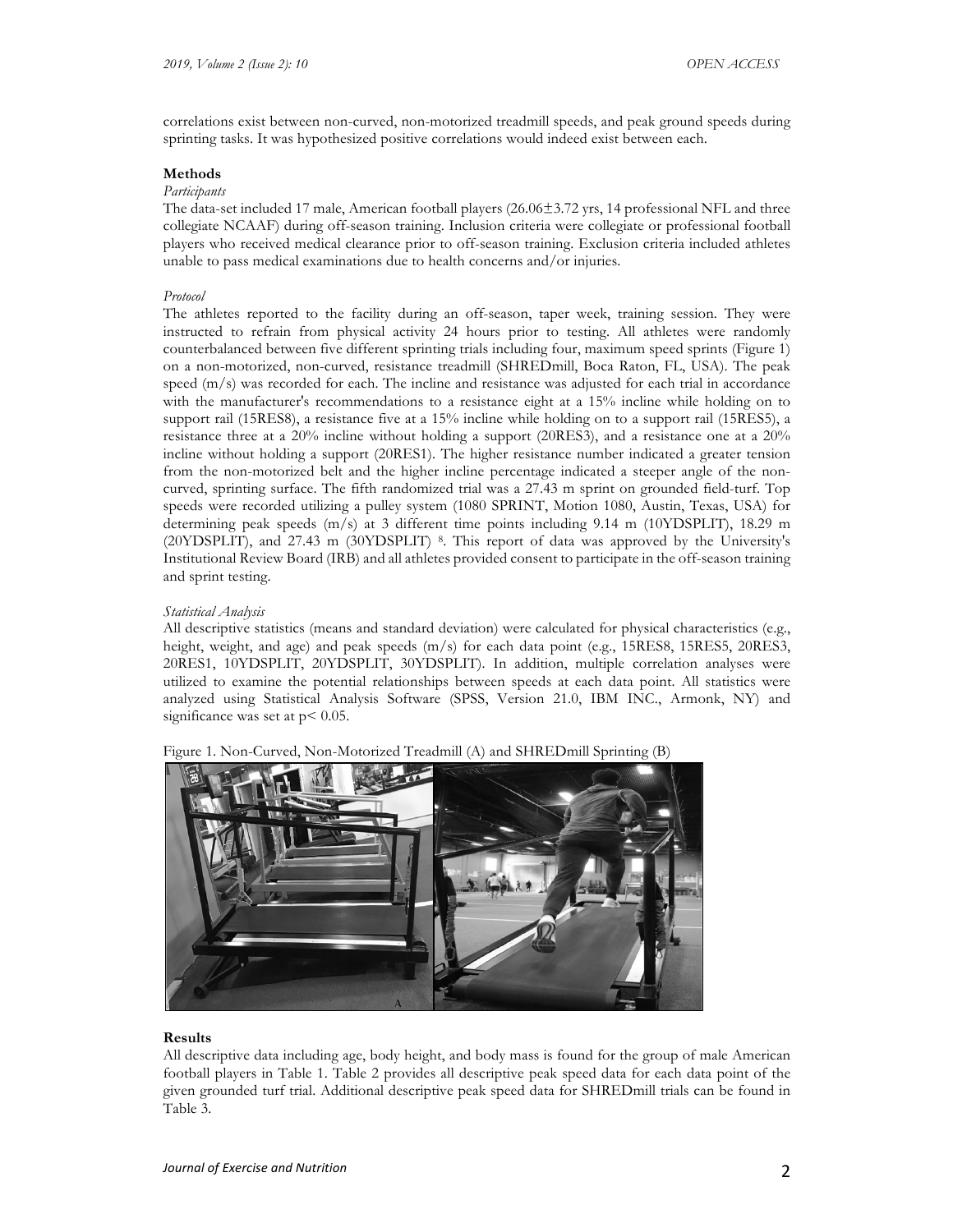correlations exist between non-curved, non-motorized treadmill speeds, and peak ground speeds during sprinting tasks. It was hypothesized positive correlations would indeed exist between each.

## Methods

### *Participants*

The data-set included 17 male, American football players (26.06±3.72 yrs, 14 professional NFL and three collegiate NCAAF) during off-season training. Inclusion criteria were collegiate or professional football players who received medical clearance prior to off-season training. Exclusion criteria included athletes unable to pass medical examinations due to health concerns and/or injuries.

### *Protocol*

The athletes reported to the facility during an off-season, taper week, training session. They were instructed to refrain from physical activity 24 hours prior to testing. All athletes were randomly counterbalanced between five different sprinting trials including four, maximum speed sprints (Figure 1) on a non-motorized, non-curved, resistance treadmill (SHREDmill, Boca Raton, FL, USA). The peak speed (m/s) was recorded for each. The incline and resistance was adjusted for each trial in accordance with the manufacturer's recommendations to a resistance eight at a 15% incline while holding on to support rail (15RES8), a resistance five at a 15% incline while holding on to a support rail (15RES5), a resistance three at a 20% incline without holding a support (20RES3), and a resistance one at a 20% incline without holding a support (20RES1). The higher resistance number indicated a greater tension from the non-motorized belt and the higher incline percentage indicated a steeper angle of the non-curved, sprinting surface. The fifth randomized trial was a 27.43 m sprint on grounded field-turf. Top speeds were recorded utilizing a pulley system (1080 SPRINT, Motion 1080, Austin, Texas, USA) for determining peak speeds (m/s) at 3 different time points including 9.14 m (10YDSPLIT), 18.29 m (20YDSPLIT), and 27.43 m (30YDSPLIT) [8]. This report of data was approved by the University's Institutional Review Board (IRB) and all athletes provided consent to participate in the off-season training and sprint testing.

### *Statistical Analysis*

All descriptive statistics (means and standard deviation) were calculated for physical characteristics (e.g., height, weight, and age) and peak speeds (m/s) for each data point (e.g., 15RES8, 15RES5, 20RES3, 20RES1, 10YDSPLIT, 20YDSPLIT, 30YDSPLIT). In addition, multiple correlation analyses were utilized to examine the potential relationships between speeds at each data point. All statistics were analyzed using Statistical Analysis Software (SPSS, Version 21.0, IBM INC., Armonk, NY) and significance was set at $p < 0.05$.

Figure 1. Non-Curved, Non-Motorized Treadmill (A) and SHREDmill Sprinting (B)

## Results

All descriptive data including age, body height, and body mass is found for the group of male American football players in Table 1. Table 2 provides all descriptive peak speed data for each data point of the given grounded turf trial. Additional descriptive peak speed data for SHREDmill trials can be found in Table 3.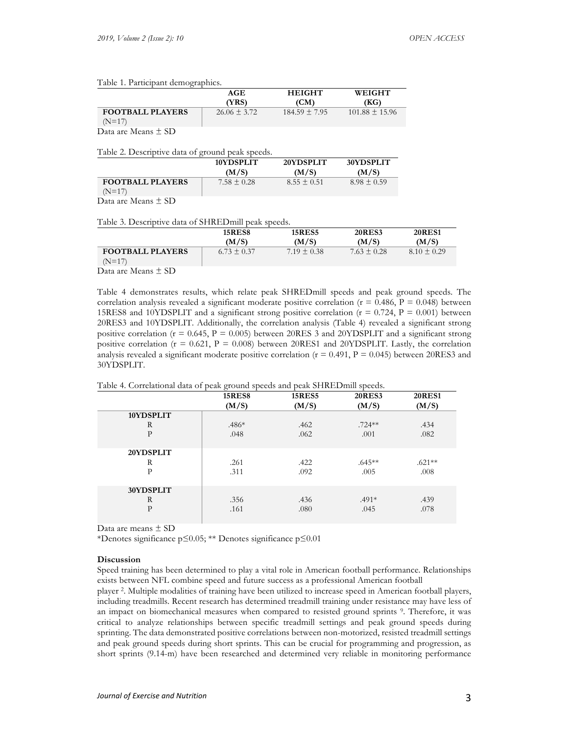Table 1. Participant demographics.

| | AGE (YRS) | HEIGHT (CM) | WEIGHT (KG) |
|---|---|---|---|
| **FOOTBALL PLAYERS** (N=17) | 26.06 ± 3.72 | 184.59 ± 7.95 | 101.88 ± 15.96 |

Data are Means ± SD

Table 2. Descriptive data of ground peak speeds.

| | 10YDSPLIT (M/S) | 20YDSPLIT (M/S) | 30YDSPLIT (M/S) |
|---|---|---|---|
| **FOOTBALL PLAYERS** (N=17) | 7.58 ± 0.28 | 8.55 ± 0.51 | 8.98 ± 0.59 |

Data are Means ± SD

Table 3. Descriptive data of SHREDmill peak speeds.

| | 15RES8 (M/S) | 15RES5 (M/S) | 20RES3 (M/S) | 20RES1 (M/S) |
|---|---|---|---|---|
| **FOOTBALL PLAYERS** (N=17) | 6.73 ± 0.37 | 7.19 ± 0.38 | 7.63 ± 0.28 | 8.10 ± 0.29 |

Data are Means ± SD

Table 4 demonstrates results, which relate peak SHREDmill speeds and peak ground speeds. The correlation analysis revealed a significant moderate positive correlation (r = 0.486, P = 0.048) between 15RES8 and 10YDSPLIT and a significant strong positive correlation (r = 0.724, P = 0.001) between 20RES3 and 10YDSPLIT. Additionally, the correlation analysis (Table 4) revealed a significant strong positive correlation (r = 0.645, P = 0.005) between 20RES 3 and 20YDSPLIT and a significant strong positive correlation (r = 0.621, P = 0.008) between 20RES1 and 20YDSPLIT. Lastly, the correlation analysis revealed a significant moderate positive correlation (r = 0.491, P = 0.045) between 20RES3 and 30YDSPLIT.

Table 4. Correlational data of peak ground speeds and peak SHREDmill speeds.

| | 15RES8 (M/S) | 15RES5 (M/S) | 20RES3 (M/S) | 20RES1 (M/S) |
|---|---|---|---|---|
| **10YDSPLIT** | | | | |
| R | .486* | .462 | .724** | .434 |
| P | .048 | .062 | .001 | .082 |
| **20YDSPLIT** | | | | |
| R | .261 | .422 | .645** | .621** |
| P | .311 | .092 | .005 | .008 |
| **30YDSPLIT** | | | | |
| R | .356 | .436 | .491* | .439 |
| P | .161 | .080 | .045 | .078 |

Data are means ± SD

*Denotes significance p≤0.05; ** Denotes significance p≤0.01

**Discussion**

Speed training has been determined to play a vital role in American football performance. Relationships exists between NFL combine speed and future success as a professional American football player [2]. Multiple modalities of training have been utilized to increase speed in American football players, including treadmills. Recent research has determined treadmill training under resistance may have less of an impact on biomechanical measures when compared to resisted ground sprints [9]. Therefore, it was critical to analyze relationships between specific treadmill settings and peak ground speeds during sprinting. The data demonstrated positive correlations between non-motorized, resisted treadmill settings and peak ground speeds during short sprints. This can be crucial for programming and progression, as short sprints (9.14-m) have been researched and determined very reliable in monitoring performance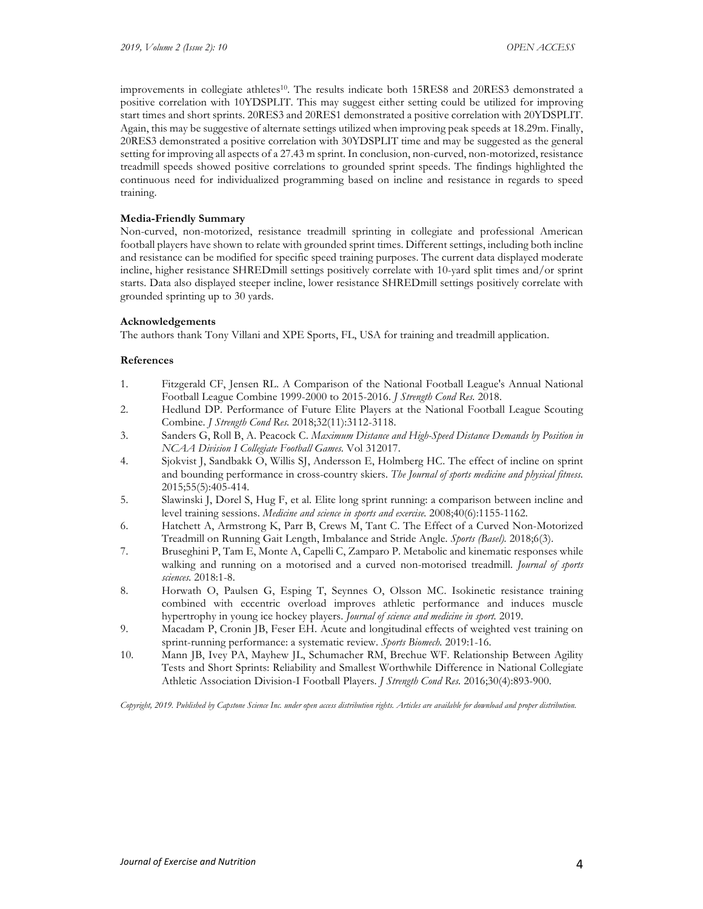improvements in collegiate athletes[10]. The results indicate both 15RES8 and 20RES3 demonstrated a positive correlation with 10YDSPLIT. This may suggest either setting could be utilized for improving start times and short sprints. 20RES3 and 20RES1 demonstrated a positive correlation with 20YDSPLIT. Again, this may be suggestive of alternate settings utilized when improving peak speeds at 18.29m. Finally, 20RES3 demonstrated a positive correlation with 30YDSPLIT time and may be suggested as the general setting for improving all aspects of a 27.43 m sprint. In conclusion, non-curved, non-motorized, resistance treadmill speeds showed positive correlations to grounded sprint speeds. The findings highlighted the continuous need for individualized programming based on incline and resistance in regards to speed training.

**Media-Friendly Summary**

Non-curved, non-motorized, resistance treadmill sprinting in collegiate and professional American football players have shown to relate with grounded sprint times. Different settings, including both incline and resistance can be modified for specific speed training purposes. The current data displayed moderate incline, higher resistance SHREDmill settings positively correlate with 10-yard split times and/or sprint starts. Data also displayed steeper incline, lower resistance SHREDmill settings positively correlate with grounded sprinting up to 30 yards.

**Acknowledgements**

The authors thank Tony Villani and XPE Sports, FL, USA for training and treadmill application.

**References**

1. Fitzgerald CF, Jensen RL. A Comparison of the National Football League's Annual National Football League Combine 1999-2000 to 2015-2016. *J Strength Cond Res.* 2018.
2. Hedlund DP. Performance of Future Elite Players at the National Football League Scouting Combine. *J Strength Cond Res.* 2018;32(11):3112-3118.
3. Sanders G, Roll B, A. Peacock C. *Maximum Distance and High-Speed Distance Demands by Position in NCAA Division I Collegiate Football Games.* Vol 312017.
4. Sjokvist J, Sandbakk O, Willis SJ, Andersson E, Holmberg HC. The effect of incline on sprint and bounding performance in cross-country skiers. *The Journal of sports medicine and physical fitness.* 2015;55(5):405-414.
5. Slawinski J, Dorel S, Hug F, et al. Elite long sprint running: a comparison between incline and level training sessions. *Medicine and science in sports and exercise.* 2008;40(6):1155-1162.
6. Hatchett A, Armstrong K, Parr B, Crews M, Tant C. The Effect of a Curved Non-Motorized Treadmill on Running Gait Length, Imbalance and Stride Angle. *Sports (Basel).* 2018;6(3).
7. Bruseghini P, Tam E, Monte A, Capelli C, Zamparo P. Metabolic and kinematic responses while walking and running on a motorised and a curved non-motorised treadmill. *Journal of sports sciences.* 2018:1-8.
8. Horwath O, Paulsen G, Esping T, Seynnes O, Olsson MC. Isokinetic resistance training combined with eccentric overload improves athletic performance and induces muscle hypertrophy in young ice hockey players. *Journal of science and medicine in sport.* 2019.
9. Macadam P, Cronin JB, Feser EH. Acute and longitudinal effects of weighted vest training on sprint-running performance: a systematic review. *Sports Biomech.* 2019:1-16.
10. Mann JB, Ivey PA, Mayhew JL, Schumacher RM, Brechue WF. Relationship Between Agility Tests and Short Sprints: Reliability and Smallest Worthwhile Difference in National Collegiate Athletic Association Division-I Football Players. *J Strength Cond Res.* 2016;30(4):893-900.

*Copyright, 2019. Published by Capstone Science Inc. under open access distribution rights. Articles are available for download and proper distribution.*